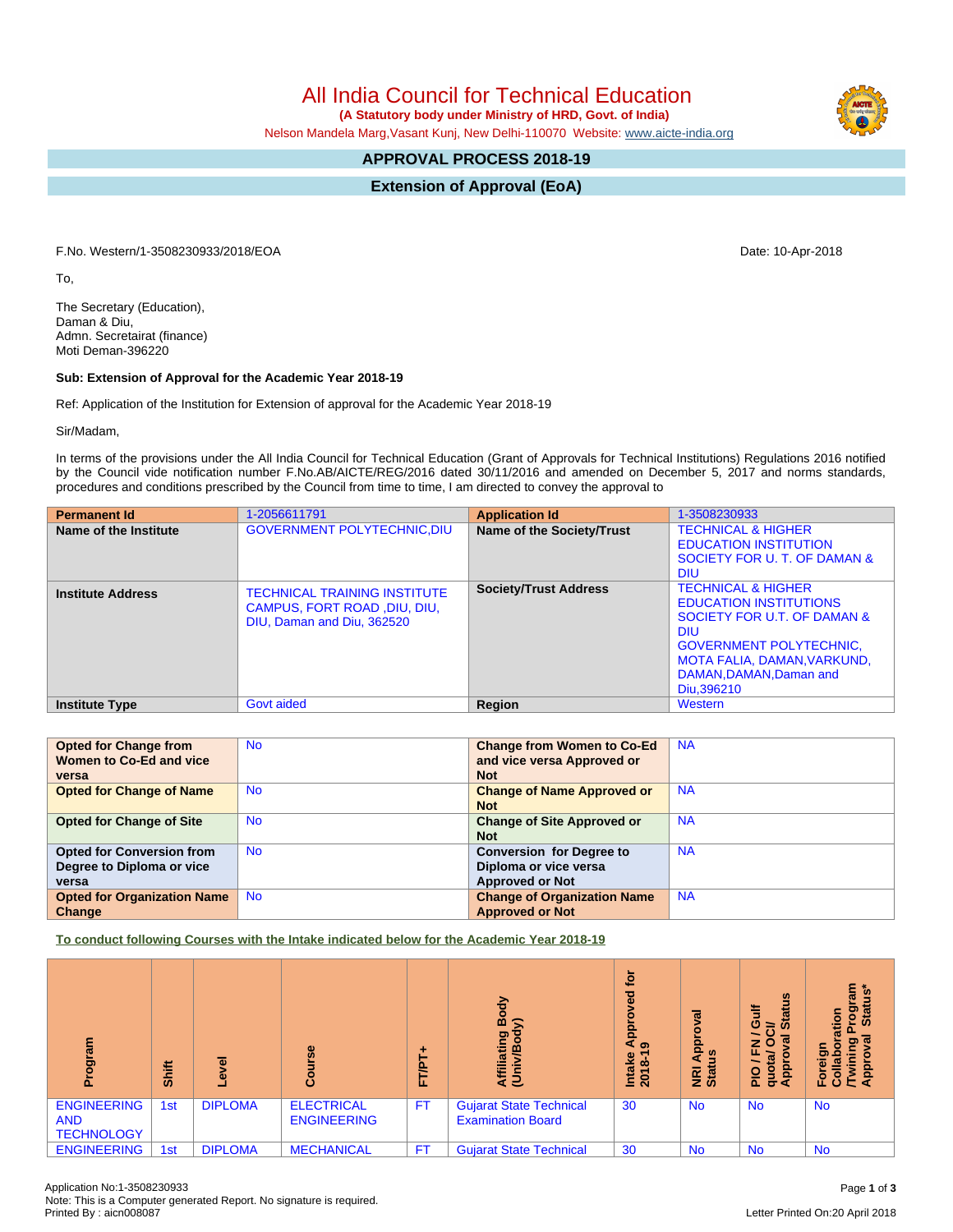# All India Council for Technical Education

**(A Statutory body under Ministry of HRD, Govt. of India)**

Nelson Mandela Marg,Vasant Kunj, New Delhi-110070 Website: www.aicte-india.org

## APPROVAL PROCESS 2018-19

## Extension of Approval (EoA)

F.No. Western/1-3508230933/2018/EOA

Date: 10-Apr-2018

To,

The Secretary (Education),
Daman & Diu,
Admn. Secretairat (finance)
Moti Deman-396220

**Sub: Extension of Approval for the Academic Year 2018-19**

Ref: Application of the Institution for Extension of approval for the Academic Year 2018-19

Sir/Madam,

In terms of the provisions under the All India Council for Technical Education (Grant of Approvals for Technical Institutions) Regulations 2016 notified by the Council vide notification number F.No.AB/AICTE/REG/2016 dated 30/11/2016 and amended on December 5, 2017 and norms standards, procedures and conditions prescribed by the Council from time to time, I am directed to convey the approval to

| Permanent Id | 1-2056611791 | Application Id | 1-3508230933 |
|---|---|---|---|
| Name of the Institute | GOVERNMENT POLYTECHNIC,DIU | Name of the Society/Trust | TECHNICAL & HIGHER EDUCATION INSTITUTION SOCIETY FOR U. T. OF DAMAN & DIU |
| Institute Address | TECHNICAL TRAINING INSTITUTE CAMPUS, FORT ROAD ,DIU, DIU, DIU, Daman and Diu, 362520 | Society/Trust Address | TECHNICAL & HIGHER EDUCATION INSTITUTIONS SOCIETY FOR U.T. OF DAMAN & DIU GOVERNMENT POLYTECHNIC, MOTA FALIA, DAMAN,VARKUND, DAMAN,DAMAN,Daman and Diu,396210 |
| Institute Type | Govt aided | Region | Western |

| Opted for Change from Women to Co-Ed and vice versa | No | Change from Women to Co-Ed and vice versa Approved or Not | NA |
|---|---|---|---|
| Opted for Change of Name | No | Change of Name Approved or Not | NA |
| Opted for Change of Site | No | Change of Site Approved or Not | NA |
| Opted for Conversion from Degree to Diploma or vice versa | No | Conversion for Degree to Diploma or vice versa Approved or Not | NA |
| Opted for Organization Name Change | No | Change of Organization Name Approved or Not | NA |

**To conduct following Courses with the Intake indicated below for the Academic Year 2018-19**

| Program | Shift | Level | Course | FT/PT+ | Affiliating Body (Univ/Body) | Intake Approved for 2018-19 | NRI Approval Status | PIO / FN / Gulf quota/ OCI/ Approval Status | Foreign Collaboration /Twining Program Approval Status* |
|---|---|---|---|---|---|---|---|---|---|
| ENGINEERING AND TECHNOLOGY | 1st | DIPLOMA | ELECTRICAL ENGINEERING | FT | Gujarat State Technical Examination Board | 30 | No | No | No |
| ENGINEERING | 1st | DIPLOMA | MECHANICAL | FT | Gujarat State Technical | 30 | No | No | No |

Application No:1-3508230933
Note: This is a Computer generated Report. No signature is required.
Printed By : aicn008087

Letter Printed On:20 April 2018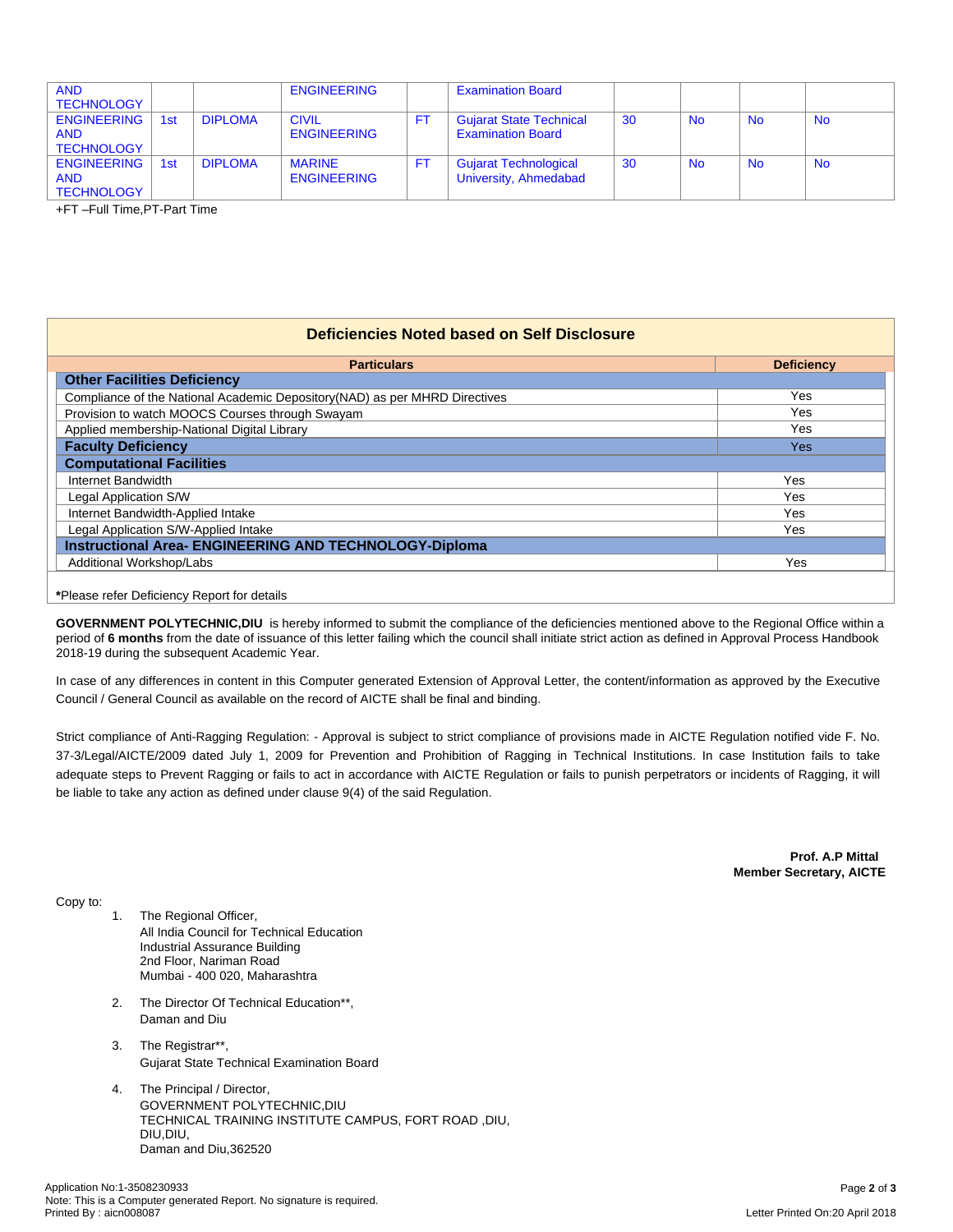| | | | | | | | | | |
|---|---|---|---|---|---|---|---|---|---|
| AND TECHNOLOGY | | | ENGINEERING | | Examination Board | | | | |
| ENGINEERING AND TECHNOLOGY | 1st | DIPLOMA | CIVIL ENGINEERING | FT | Gujarat State Technical Examination Board | 30 | No | No | No |
| ENGINEERING AND TECHNOLOGY | 1st | DIPLOMA | MARINE ENGINEERING | FT | Gujarat Technological University, Ahmedabad | 30 | No | No | No |

+FT –Full Time,PT-Part Time

## Deficiencies Noted based on Self Disclosure

| Particulars | Deficiency |
|---|---|
| **Other Facilities Deficiency** | |
| Compliance of the National Academic Depository(NAD) as per MHRD Directives | Yes |
| Provision to watch MOOCS Courses through Swayam | Yes |
| Applied membership-National Digital Library | Yes |
| **Faculty Deficiency** | Yes |
| **Computational Facilities** | |
| Internet Bandwidth | Yes |
| Legal Application S/W | Yes |
| Internet Bandwidth-Applied Intake | Yes |
| Legal Application S/W-Applied Intake | Yes |
| **Instructional Area- ENGINEERING AND TECHNOLOGY-Diploma** | |
| Additional Workshop/Labs | Yes |

***Please refer Deficiency Report for details**

**GOVERNMENT POLYTECHNIC,DIU** is hereby informed to submit the compliance of the deficiencies mentioned above to the Regional Office within a period of **6 months** from the date of issuance of this letter failing which the council shall initiate strict action as defined in Approval Process Handbook 2018-19 during the subsequent Academic Year.

In case of any differences in content in this Computer generated Extension of Approval Letter, the content/information as approved by the Executive Council / General Council as available on the record of AICTE shall be final and binding.

Strict compliance of Anti-Ragging Regulation: - Approval is subject to strict compliance of provisions made in AICTE Regulation notified vide F. No. 37-3/Legal/AICTE/2009 dated July 1, 2009 for Prevention and Prohibition of Ragging in Technical Institutions. In case Institution fails to take adequate steps to Prevent Ragging or fails to act in accordance with AICTE Regulation or fails to punish perpetrators or incidents of Ragging, it will be liable to take any action as defined under clause 9(4) of the said Regulation.

**Prof. A.P Mittal**
**Member Secretary, AICTE**

Copy to:

1. The Regional Officer,
   All India Council for Technical Education
   Industrial Assurance Building
   2nd Floor, Nariman Road
   Mumbai - 400 020, Maharashtra

2. The Director Of Technical Education**,
   Daman and Diu

3. The Registrar**,
   Gujarat State Technical Examination Board

4. The Principal / Director,
   GOVERNMENT POLYTECHNIC,DIU
   TECHNICAL TRAINING INSTITUTE CAMPUS, FORT ROAD ,DIU,
   DIU,DIU,
   Daman and Diu,362520

Application No:1-3508230933
Note: This is a Computer generated Report. No signature is required.
Printed By : aicn008087

Letter Printed On:20 April 2018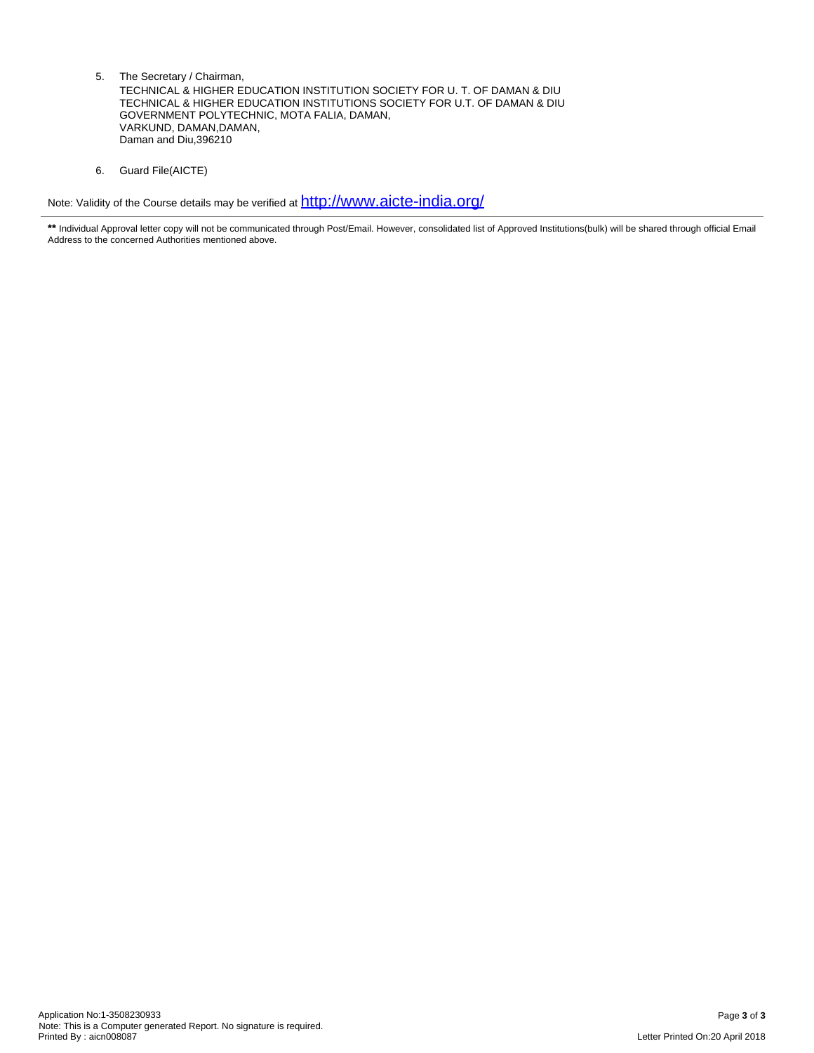5. The Secretary / Chairman,
   TECHNICAL & HIGHER EDUCATION INSTITUTION SOCIETY FOR U. T. OF DAMAN & DIU
   TECHNICAL & HIGHER EDUCATION INSTITUTIONS SOCIETY FOR U.T. OF DAMAN & DIU
   GOVERNMENT POLYTECHNIC, MOTA FALIA, DAMAN,
   VARKUND, DAMAN,DAMAN,
   Daman and Diu,396210

6. Guard File(AICTE)

Note: Validity of the Course details may be verified at http://www.aicte-india.org/

---

**\*\*** Individual Approval letter copy will not be communicated through Post/Email. However, consolidated list of Approved Institutions(bulk) will be shared through official Email Address to the concerned Authorities mentioned above.

Application No:1-3508230933
Note: This is a Computer generated Report. No signature is required.
Printed By : aicn008087

Letter Printed On:20 April 2018